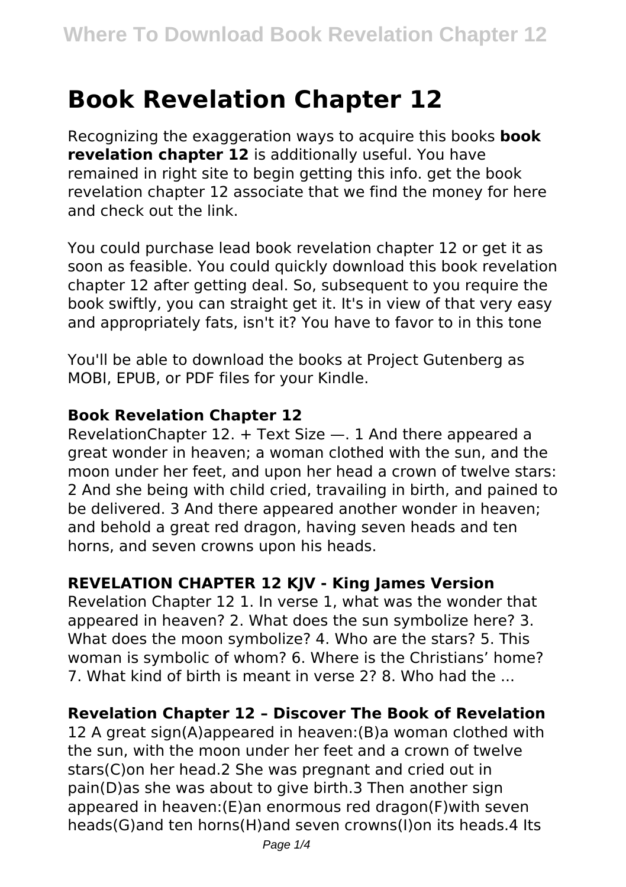# Book Revelation Chapter 12

Recognizing the exaggeration ways to acquire this books **book revelation chapter 12** is additionally useful. You have remained in right site to begin getting this info. get the book revelation chapter 12 associate that we find the money for here and check out the link.

You could purchase lead book revelation chapter 12 or get it as soon as feasible. You could quickly download this book revelation chapter 12 after getting deal. So, subsequent to you require the book swiftly, you can straight get it. It's in view of that very easy and appropriately fats, isn't it? You have to favor to in this tone

You'll be able to download the books at Project Gutenberg as MOBI, EPUB, or PDF files for your Kindle.

### Book Revelation Chapter 12

RevelationChapter 12. + Text Size —. 1 And there appeared a great wonder in heaven; a woman clothed with the sun, and the moon under her feet, and upon her head a crown of twelve stars: 2 And she being with child cried, travailing in birth, and pained to be delivered. 3 And there appeared another wonder in heaven; and behold a great red dragon, having seven heads and ten horns, and seven crowns upon his heads.

### REVELATION CHAPTER 12 KJV - King James Version

Revelation Chapter 12 1. In verse 1, what was the wonder that appeared in heaven? 2. What does the sun symbolize here? 3. What does the moon symbolize? 4. Who are the stars? 5. This woman is symbolic of whom? 6. Where is the Christians' home? 7. What kind of birth is meant in verse 2? 8. Who had the ...

### Revelation Chapter 12 – Discover The Book of Revelation

12 A great sign(A)appeared in heaven:(B)a woman clothed with the sun, with the moon under her feet and a crown of twelve stars(C)on her head.2 She was pregnant and cried out in pain(D)as she was about to give birth.3 Then another sign appeared in heaven:(E)an enormous red dragon(F)with seven heads(G)and ten horns(H)and seven crowns(I)on its heads.4 Its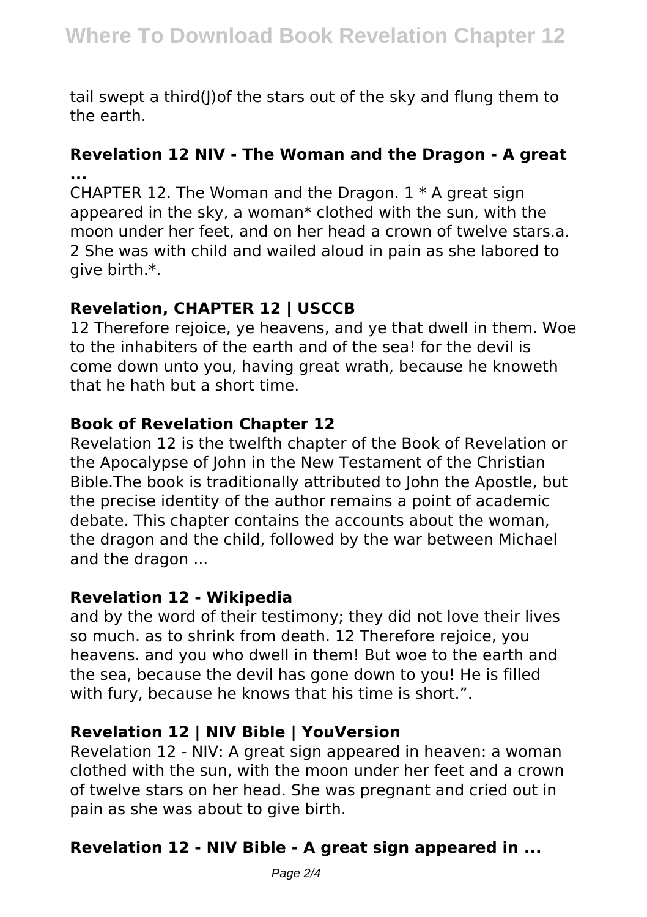tail swept a third(J)of the stars out of the sky and flung them to the earth.

**Revelation 12 NIV - The Woman and the Dragon - A great ...**

CHAPTER 12. The Woman and the Dragon. 1 * A great sign appeared in the sky, a woman* clothed with the sun, with the moon under her feet, and on her head a crown of twelve stars.a. 2 She was with child and wailed aloud in pain as she labored to give birth.*.

**Revelation, CHAPTER 12 | USCCB**

12 Therefore rejoice, ye heavens, and ye that dwell in them. Woe to the inhabiters of the earth and of the sea! for the devil is come down unto you, having great wrath, because he knoweth that he hath but a short time.

**Book of Revelation Chapter 12**

Revelation 12 is the twelfth chapter of the Book of Revelation or the Apocalypse of John in the New Testament of the Christian Bible.The book is traditionally attributed to John the Apostle, but the precise identity of the author remains a point of academic debate. This chapter contains the accounts about the woman, the dragon and the child, followed by the war between Michael and the dragon ...

**Revelation 12 - Wikipedia**

and by the word of their testimony; they did not love their lives so much. as to shrink from death. 12 Therefore rejoice, you heavens. and you who dwell in them! But woe to the earth and the sea, because the devil has gone down to you! He is filled with fury, because he knows that his time is short.".

**Revelation 12 | NIV Bible | YouVersion**

Revelation 12 - NIV: A great sign appeared in heaven: a woman clothed with the sun, with the moon under her feet and a crown of twelve stars on her head. She was pregnant and cried out in pain as she was about to give birth.

**Revelation 12 - NIV Bible - A great sign appeared in ...**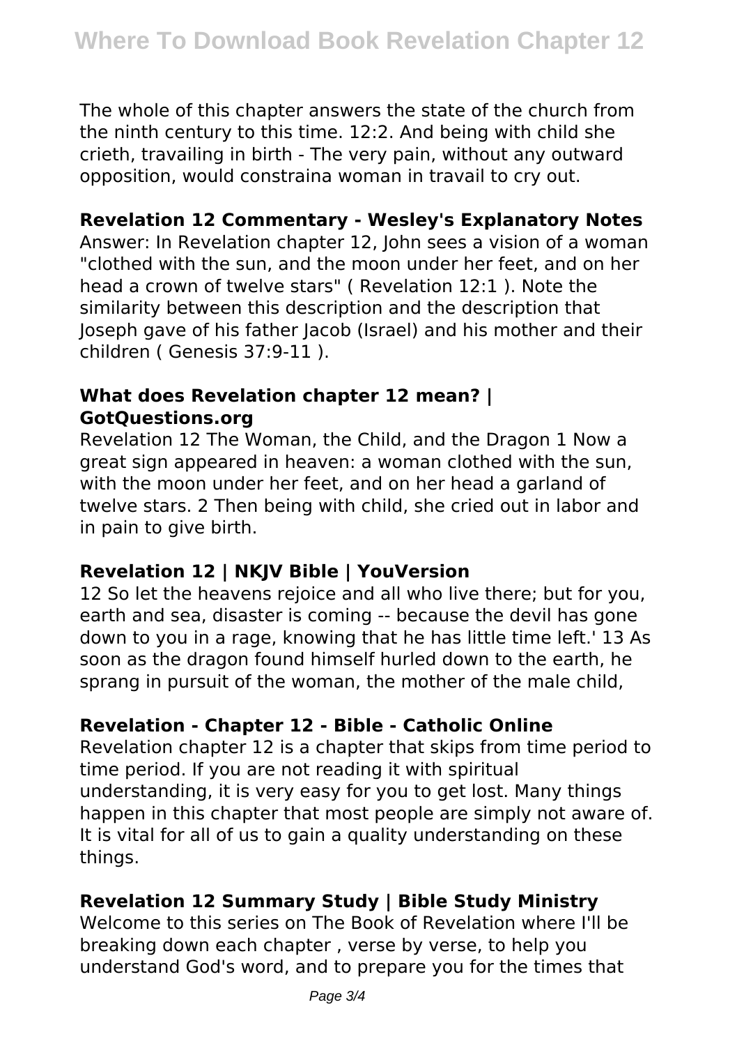The whole of this chapter answers the state of the church from the ninth century to this time. 12:2. And being with child she crieth, travailing in birth - The very pain, without any outward opposition, would constraina woman in travail to cry out.

**Revelation 12 Commentary - Wesley's Explanatory Notes**

Answer: In Revelation chapter 12, John sees a vision of a woman "clothed with the sun, and the moon under her feet, and on her head a crown of twelve stars" ( Revelation 12:1 ). Note the similarity between this description and the description that Joseph gave of his father Jacob (Israel) and his mother and their children ( Genesis 37:9-11 ).

**What does Revelation chapter 12 mean? | GotQuestions.org**

Revelation 12 The Woman, the Child, and the Dragon 1 Now a great sign appeared in heaven: a woman clothed with the sun, with the moon under her feet, and on her head a garland of twelve stars. 2 Then being with child, she cried out in labor and in pain to give birth.

**Revelation 12 | NKJV Bible | YouVersion**

12 So let the heavens rejoice and all who live there; but for you, earth and sea, disaster is coming -- because the devil has gone down to you in a rage, knowing that he has little time left.' 13 As soon as the dragon found himself hurled down to the earth, he sprang in pursuit of the woman, the mother of the male child,

**Revelation - Chapter 12 - Bible - Catholic Online**

Revelation chapter 12 is a chapter that skips from time period to time period. If you are not reading it with spiritual understanding, it is very easy for you to get lost. Many things happen in this chapter that most people are simply not aware of. It is vital for all of us to gain a quality understanding on these things.

**Revelation 12 Summary Study | Bible Study Ministry**

Welcome to this series on The Book of Revelation where I'll be breaking down each chapter , verse by verse, to help you understand God's word, and to prepare you for the times that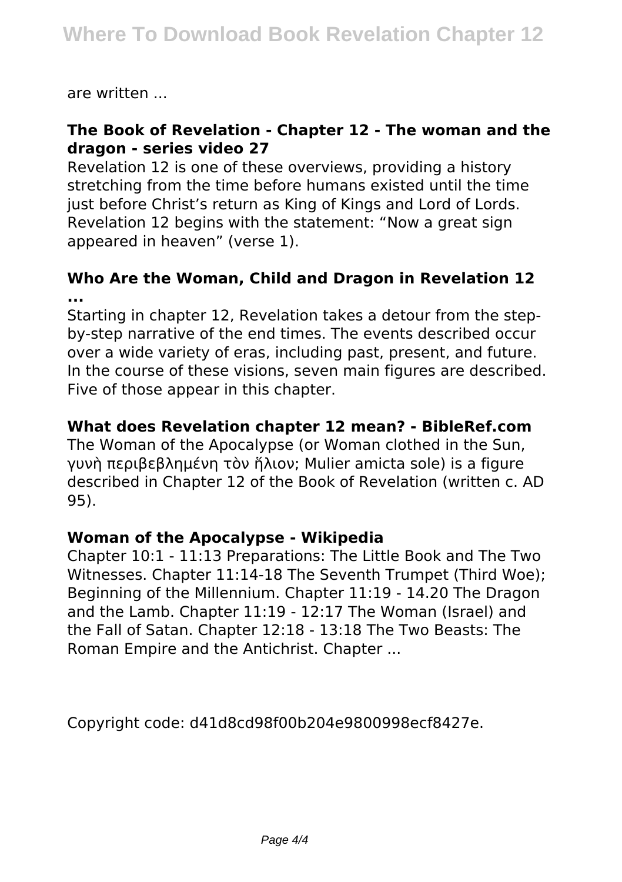are written ...

**The Book of Revelation - Chapter 12 - The woman and the dragon - series video 27**

Revelation 12 is one of these overviews, providing a history stretching from the time before humans existed until the time just before Christ's return as King of Kings and Lord of Lords. Revelation 12 begins with the statement: "Now a great sign appeared in heaven" (verse 1).

**Who Are the Woman, Child and Dragon in Revelation 12 ...**

Starting in chapter 12, Revelation takes a detour from the step-by-step narrative of the end times. The events described occur over a wide variety of eras, including past, present, and future. In the course of these visions, seven main figures are described. Five of those appear in this chapter.

**What does Revelation chapter 12 mean? - BibleRef.com**

The Woman of the Apocalypse (or Woman clothed in the Sun, γυνὴ περιβεβλημένη τὸν ἥλιον; Mulier amicta sole) is a figure described in Chapter 12 of the Book of Revelation (written c. AD 95).

**Woman of the Apocalypse - Wikipedia**

Chapter 10:1 - 11:13 Preparations: The Little Book and The Two Witnesses. Chapter 11:14-18 The Seventh Trumpet (Third Woe); Beginning of the Millennium. Chapter 11:19 - 14.20 The Dragon and the Lamb. Chapter 11:19 - 12:17 The Woman (Israel) and the Fall of Satan. Chapter 12:18 - 13:18 The Two Beasts: The Roman Empire and the Antichrist. Chapter ...

Copyright code: d41d8cd98f00b204e9800998ecf8427e.